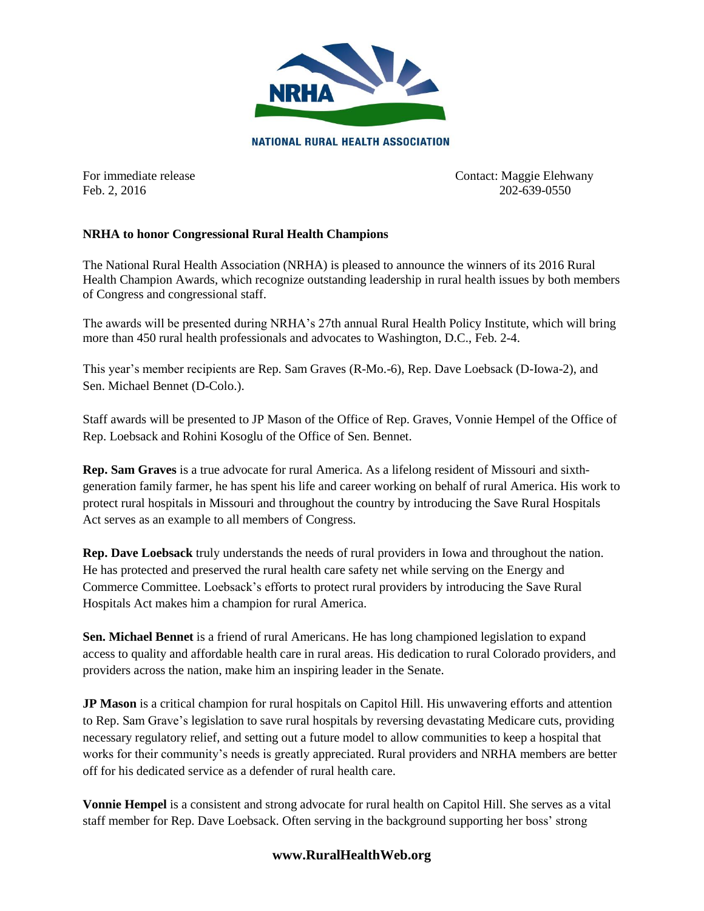**NATIONAL RURAL HEALTH ASSOCIATION**

For immediate release
Feb. 2, 2016

Contact: Maggie Elehwany
202-639-0550

**NRHA to honor Congressional Rural Health Champions**

The National Rural Health Association (NRHA) is pleased to announce the winners of its 2016 Rural Health Champion Awards, which recognize outstanding leadership in rural health issues by both members of Congress and congressional staff.

The awards will be presented during NRHA's 27th annual Rural Health Policy Institute, which will bring more than 450 rural health professionals and advocates to Washington, D.C., Feb. 2-4.

This year's member recipients are Rep. Sam Graves (R-Mo.-6), Rep. Dave Loebsack (D-Iowa-2), and Sen. Michael Bennet (D-Colo.).

Staff awards will be presented to JP Mason of the Office of Rep. Graves, Vonnie Hempel of the Office of Rep. Loebsack and Rohini Kosoglu of the Office of Sen. Bennet.

**Rep. Sam Graves** is a true advocate for rural America. As a lifelong resident of Missouri and sixth-generation family farmer, he has spent his life and career working on behalf of rural America. His work to protect rural hospitals in Missouri and throughout the country by introducing the Save Rural Hospitals Act serves as an example to all members of Congress.

**Rep. Dave Loebsack** truly understands the needs of rural providers in Iowa and throughout the nation. He has protected and preserved the rural health care safety net while serving on the Energy and Commerce Committee. Loebsack's efforts to protect rural providers by introducing the Save Rural Hospitals Act makes him a champion for rural America.

**Sen. Michael Bennet** is a friend of rural Americans. He has long championed legislation to expand access to quality and affordable health care in rural areas. His dedication to rural Colorado providers, and providers across the nation, make him an inspiring leader in the Senate.

**JP Mason** is a critical champion for rural hospitals on Capitol Hill. His unwavering efforts and attention to Rep. Sam Grave's legislation to save rural hospitals by reversing devastating Medicare cuts, providing necessary regulatory relief, and setting out a future model to allow communities to keep a hospital that works for their community's needs is greatly appreciated. Rural providers and NRHA members are better off for his dedicated service as a defender of rural health care.

**Vonnie Hempel** is a consistent and strong advocate for rural health on Capitol Hill. She serves as a vital staff member for Rep. Dave Loebsack. Often serving in the background supporting her boss' strong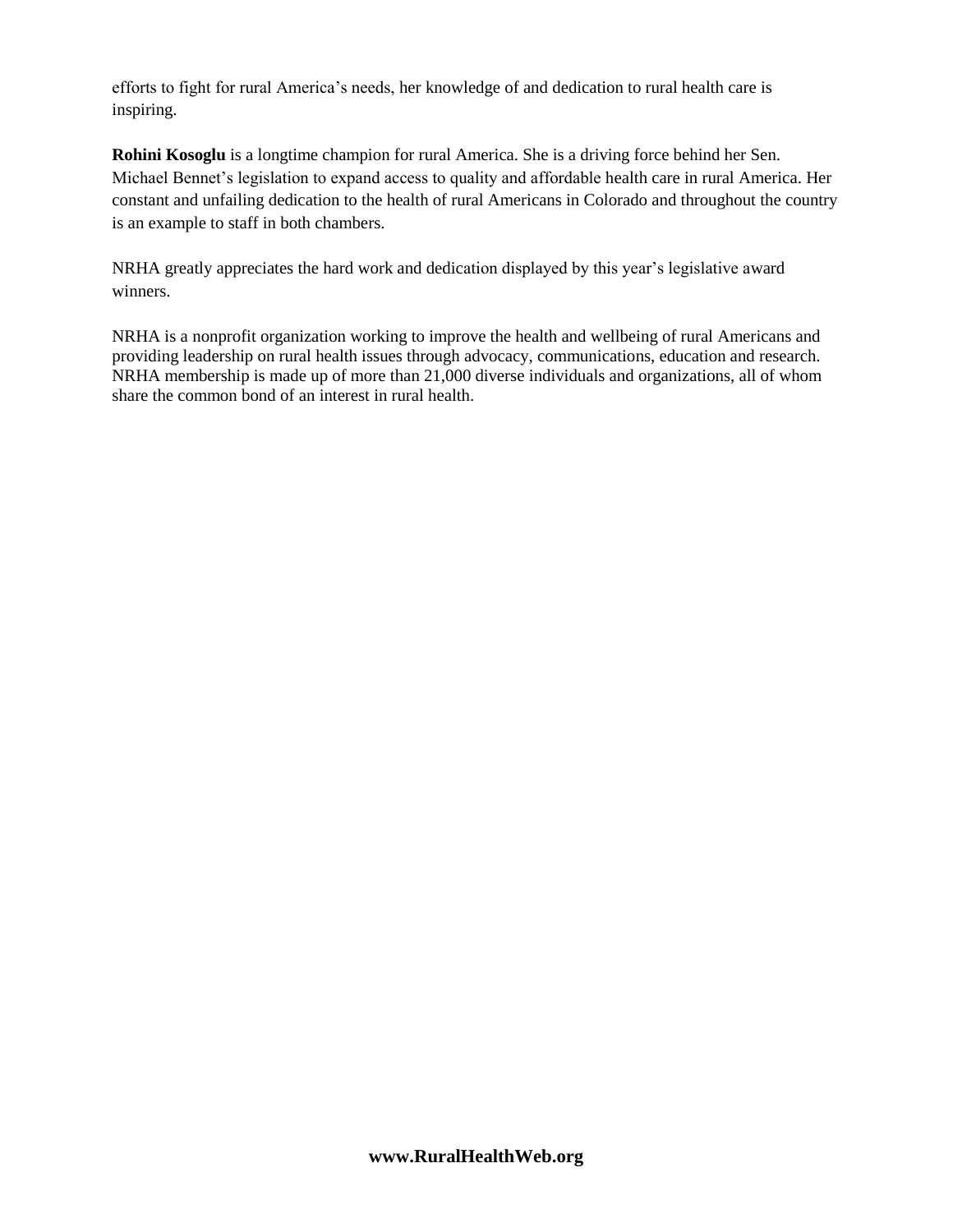efforts to fight for rural America's needs, her knowledge of and dedication to rural health care is inspiring.

**Rohini Kosoglu** is a longtime champion for rural America. She is a driving force behind her Sen. Michael Bennet's legislation to expand access to quality and affordable health care in rural America. Her constant and unfailing dedication to the health of rural Americans in Colorado and throughout the country is an example to staff in both chambers.

NRHA greatly appreciates the hard work and dedication displayed by this year's legislative award winners.

NRHA is a nonprofit organization working to improve the health and wellbeing of rural Americans and providing leadership on rural health issues through advocacy, communications, education and research. NRHA membership is made up of more than 21,000 diverse individuals and organizations, all of whom share the common bond of an interest in rural health.